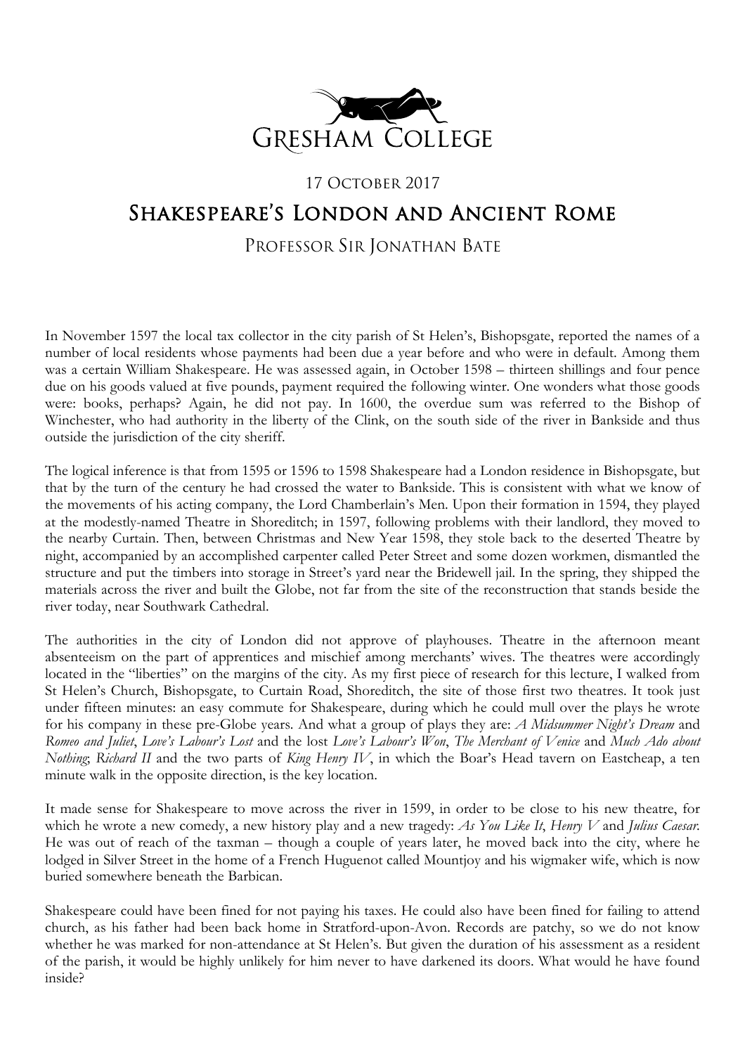Gresham College

17 October 2017

# Shakespeare's London and Ancient Rome

Professor Sir Jonathan Bate

In November 1597 the local tax collector in the city parish of St Helen's, Bishopsgate, reported the names of a number of local residents whose payments had been due a year before and who were in default. Among them was a certain William Shakespeare. He was assessed again, in October 1598 – thirteen shillings and four pence due on his goods valued at five pounds, payment required the following winter. One wonders what those goods were: books, perhaps? Again, he did not pay. In 1600, the overdue sum was referred to the Bishop of Winchester, who had authority in the liberty of the Clink, on the south side of the river in Bankside and thus outside the jurisdiction of the city sheriff.

The logical inference is that from 1595 or 1596 to 1598 Shakespeare had a London residence in Bishopsgate, but that by the turn of the century he had crossed the water to Bankside. This is consistent with what we know of the movements of his acting company, the Lord Chamberlain's Men. Upon their formation in 1594, they played at the modestly-named Theatre in Shoreditch; in 1597, following problems with their landlord, they moved to the nearby Curtain. Then, between Christmas and New Year 1598, they stole back to the deserted Theatre by night, accompanied by an accomplished carpenter called Peter Street and some dozen workmen, dismantled the structure and put the timbers into storage in Street's yard near the Bridewell jail. In the spring, they shipped the materials across the river and built the Globe, not far from the site of the reconstruction that stands beside the river today, near Southwark Cathedral.

The authorities in the city of London did not approve of playhouses. Theatre in the afternoon meant absenteeism on the part of apprentices and mischief among merchants' wives. The theatres were accordingly located in the "liberties" on the margins of the city. As my first piece of research for this lecture, I walked from St Helen's Church, Bishopsgate, to Curtain Road, Shoreditch, the site of those first two theatres. It took just under fifteen minutes: an easy commute for Shakespeare, during which he could mull over the plays he wrote for his company in these pre-Globe years. And what a group of plays they are: *A Midsummer Night's Dream* and *Romeo and Juliet*, *Love's Labour's Lost* and the lost *Love's Labour's Won*, *The Merchant of Venice* and *Much Ado about Nothing*; *Richard II* and the two parts of *King Henry IV*, in which the Boar's Head tavern on Eastcheap, a ten minute walk in the opposite direction, is the key location.

It made sense for Shakespeare to move across the river in 1599, in order to be close to his new theatre, for which he wrote a new comedy, a new history play and a new tragedy: *As You Like It*, *Henry V* and *Julius Caesar*. He was out of reach of the taxman – though a couple of years later, he moved back into the city, where he lodged in Silver Street in the home of a French Huguenot called Mountjoy and his wigmaker wife, which is now buried somewhere beneath the Barbican.

Shakespeare could have been fined for not paying his taxes. He could also have been fined for failing to attend church, as his father had been back home in Stratford-upon-Avon. Records are patchy, so we do not know whether he was marked for non-attendance at St Helen's. But given the duration of his assessment as a resident of the parish, it would be highly unlikely for him never to have darkened its doors. What would he have found inside?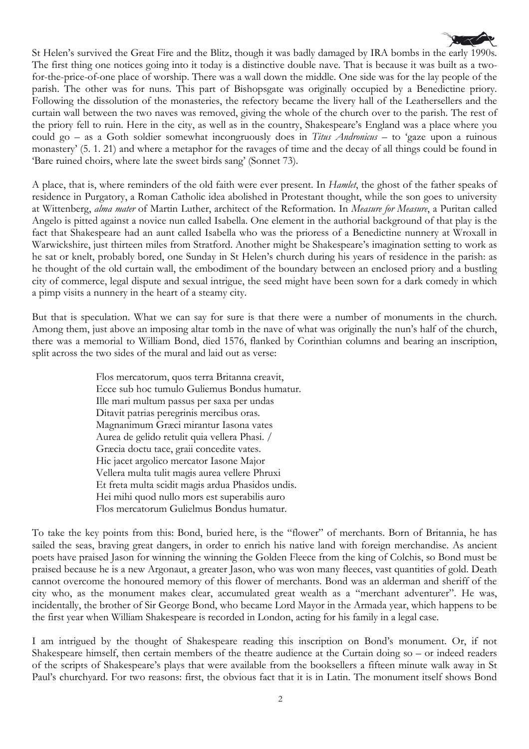St Helen's survived the Great Fire and the Blitz, though it was badly damaged by IRA bombs in the early 1990s. The first thing one notices going into it today is a distinctive double nave. That is because it was built as a two-for-the-price-of-one place of worship. There was a wall down the middle. One side was for the lay people of the parish. The other was for nuns. This part of Bishopsgate was originally occupied by a Benedictine priory. Following the dissolution of the monasteries, the refectory became the livery hall of the Leathersellers and the curtain wall between the two naves was removed, giving the whole of the church over to the parish. The rest of the priory fell to ruin. Here in the city, as well as in the country, Shakespeare's England was a place where you could go – as a Goth soldier somewhat incongruously does in *Titus Andronicus* – to 'gaze upon a ruinous monastery' (5. 1. 21) and where a metaphor for the ravages of time and the decay of all things could be found in 'Bare ruined choirs, where late the sweet birds sang' (Sonnet 73).

A place, that is, where reminders of the old faith were ever present. In *Hamlet*, the ghost of the father speaks of residence in Purgatory, a Roman Catholic idea abolished in Protestant thought, while the son goes to university at Wittenberg, *alma mater* of Martin Luther, architect of the Reformation. In *Measure for Measure*, a Puritan called Angelo is pitted against a novice nun called Isabella. One element in the authorial background of that play is the fact that Shakespeare had an aunt called Isabella who was the prioress of a Benedictine nunnery at Wroxall in Warwickshire, just thirteen miles from Stratford. Another might be Shakespeare's imagination setting to work as he sat or knelt, probably bored, one Sunday in St Helen's church during his years of residence in the parish: as he thought of the old curtain wall, the embodiment of the boundary between an enclosed priory and a bustling city of commerce, legal dispute and sexual intrigue, the seed might have been sown for a dark comedy in which a pimp visits a nunnery in the heart of a steamy city.

But that is speculation. What we can say for sure is that there were a number of monuments in the church. Among them, just above an imposing altar tomb in the nave of what was originally the nun's half of the church, there was a memorial to William Bond, died 1576, flanked by Corinthian columns and bearing an inscription, split across the two sides of the mural and laid out as verse:

> Flos mercatorum, quos terra Britanna creavit,
> Ecce sub hoc tumulo Guliemus Bondus humatur.
> Ille mari multum passus per saxa per undas
> Ditavit patrias peregrinis mercibus oras.
> Magnanimum Græci mirantur Iasona vates
> Aurea de gelido retulit quia vellera Phasi. /
> Græcia doctu tace, graii concedite vates.
> Hic jacet argolico mercator Iasone Major
> Vellera multa tulit magis aurea vellere Phruxi
> Et freta multa scidit magis ardua Phasidos undis.
> Hei mihi quod nullo mors est superabilis auro
> Flos mercatorum Gulielmus Bondus humatur.

To take the key points from this: Bond, buried here, is the "flower" of merchants. Born of Britannia, he has sailed the seas, braving great dangers, in order to enrich his native land with foreign merchandise. As ancient poets have praised Jason for winning the winning the Golden Fleece from the king of Colchis, so Bond must be praised because he is a new Argonaut, a greater Jason, who was won many fleeces, vast quantities of gold. Death cannot overcome the honoured memory of this flower of merchants. Bond was an alderman and sheriff of the city who, as the monument makes clear, accumulated great wealth as a "merchant adventurer". He was, incidentally, the brother of Sir George Bond, who became Lord Mayor in the Armada year, which happens to be the first year when William Shakespeare is recorded in London, acting for his family in a legal case.

I am intrigued by the thought of Shakespeare reading this inscription on Bond's monument. Or, if not Shakespeare himself, then certain members of the theatre audience at the Curtain doing so – or indeed readers of the scripts of Shakespeare's plays that were available from the booksellers a fifteen minute walk away in St Paul's churchyard. For two reasons: first, the obvious fact that it is in Latin. The monument itself shows Bond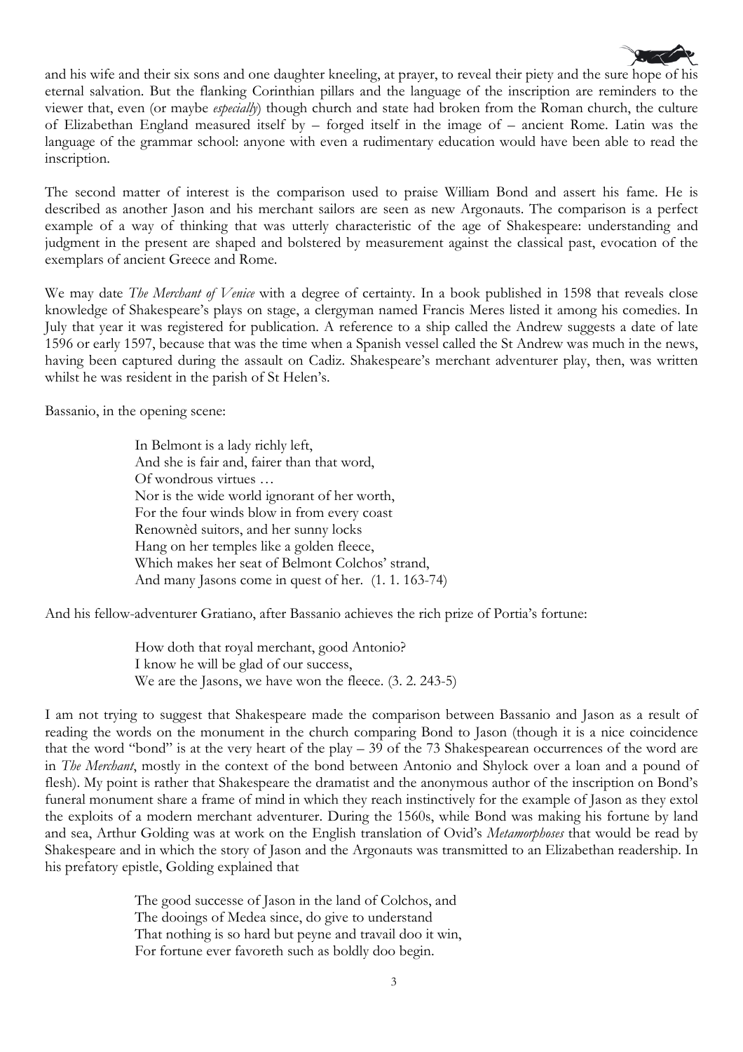and his wife and their six sons and one daughter kneeling, at prayer, to reveal their piety and the sure hope of his eternal salvation. But the flanking Corinthian pillars and the language of the inscription are reminders to the viewer that, even (or maybe *especially*) though church and state had broken from the Roman church, the culture of Elizabethan England measured itself by – forged itself in the image of – ancient Rome. Latin was the language of the grammar school: anyone with even a rudimentary education would have been able to read the inscription.

The second matter of interest is the comparison used to praise William Bond and assert his fame. He is described as another Jason and his merchant sailors are seen as new Argonauts. The comparison is a perfect example of a way of thinking that was utterly characteristic of the age of Shakespeare: understanding and judgment in the present are shaped and bolstered by measurement against the classical past, evocation of the exemplars of ancient Greece and Rome.

We may date *The Merchant of Venice* with a degree of certainty. In a book published in 1598 that reveals close knowledge of Shakespeare's plays on stage, a clergyman named Francis Meres listed it among his comedies. In July that year it was registered for publication. A reference to a ship called the Andrew suggests a date of late 1596 or early 1597, because that was the time when a Spanish vessel called the St Andrew was much in the news, having been captured during the assault on Cadiz. Shakespeare's merchant adventurer play, then, was written whilst he was resident in the parish of St Helen's.

Bassanio, in the opening scene:

> In Belmont is a lady richly left,
> And she is fair and, fairer than that word,
> Of wondrous virtues …
> Nor is the wide world ignorant of her worth,
> For the four winds blow in from every coast
> Renownèd suitors, and her sunny locks
> Hang on her temples like a golden fleece,
> Which makes her seat of Belmont Colchos' strand,
> And many Jasons come in quest of her. (1. 1. 163-74)

And his fellow-adventurer Gratiano, after Bassanio achieves the rich prize of Portia's fortune:

> How doth that royal merchant, good Antonio?
> I know he will be glad of our success,
> We are the Jasons, we have won the fleece. (3. 2. 243-5)

I am not trying to suggest that Shakespeare made the comparison between Bassanio and Jason as a result of reading the words on the monument in the church comparing Bond to Jason (though it is a nice coincidence that the word "bond" is at the very heart of the play – 39 of the 73 Shakespearean occurrences of the word are in *The Merchant*, mostly in the context of the bond between Antonio and Shylock over a loan and a pound of flesh). My point is rather that Shakespeare the dramatist and the anonymous author of the inscription on Bond's funeral monument share a frame of mind in which they reach instinctively for the example of Jason as they extol the exploits of a modern merchant adventurer. During the 1560s, while Bond was making his fortune by land and sea, Arthur Golding was at work on the English translation of Ovid's *Metamorphoses* that would be read by Shakespeare and in which the story of Jason and the Argonauts was transmitted to an Elizabethan readership. In his prefatory epistle, Golding explained that

> The good successe of Jason in the land of Colchos, and
> The dooings of Medea since, do give to understand
> That nothing is so hard but peyne and travail doo it win,
> For fortune ever favoreth such as boldly doo begin.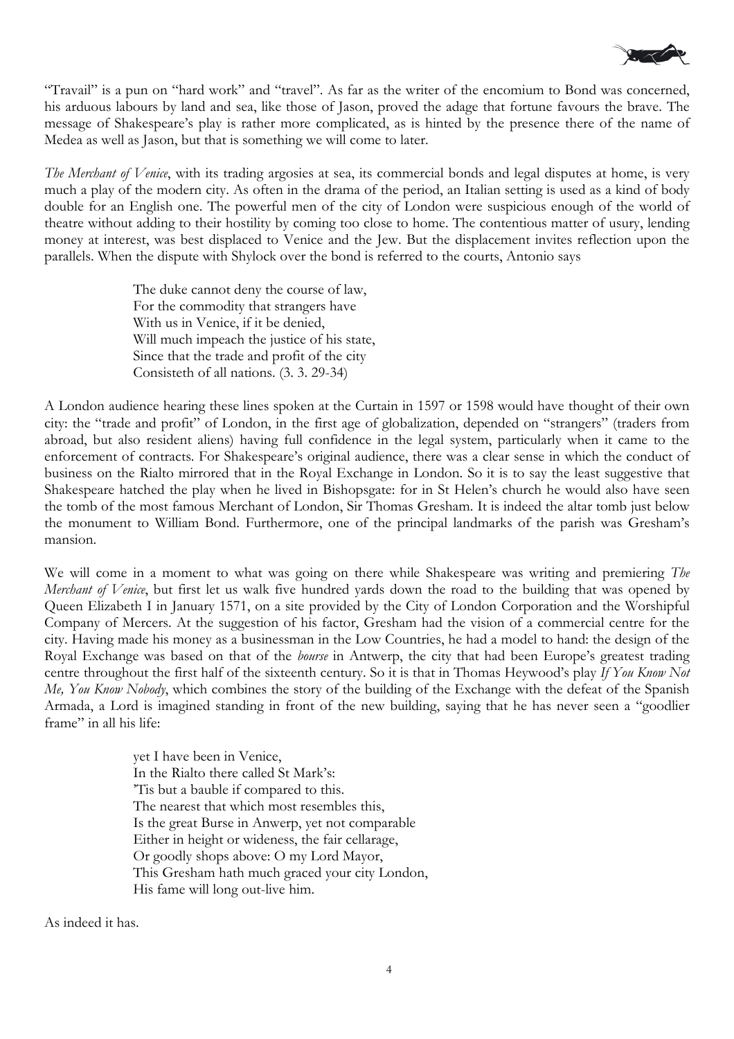"Travail" is a pun on "hard work" and "travel". As far as the writer of the encomium to Bond was concerned, his arduous labours by land and sea, like those of Jason, proved the adage that fortune favours the brave. The message of Shakespeare's play is rather more complicated, as is hinted by the presence there of the name of Medea as well as Jason, but that is something we will come to later.

*The Merchant of Venice*, with its trading argosies at sea, its commercial bonds and legal disputes at home, is very much a play of the modern city. As often in the drama of the period, an Italian setting is used as a kind of body double for an English one. The powerful men of the city of London were suspicious enough of the world of theatre without adding to their hostility by coming too close to home. The contentious matter of usury, lending money at interest, was best displaced to Venice and the Jew. But the displacement invites reflection upon the parallels. When the dispute with Shylock over the bond is referred to the courts, Antonio says

> The duke cannot deny the course of law,
> For the commodity that strangers have
> With us in Venice, if it be denied,
> Will much impeach the justice of his state,
> Since that the trade and profit of the city
> Consisteth of all nations. (3. 3. 29-34)

A London audience hearing these lines spoken at the Curtain in 1597 or 1598 would have thought of their own city: the "trade and profit" of London, in the first age of globalization, depended on "strangers" (traders from abroad, but also resident aliens) having full confidence in the legal system, particularly when it came to the enforcement of contracts. For Shakespeare's original audience, there was a clear sense in which the conduct of business on the Rialto mirrored that in the Royal Exchange in London. So it is to say the least suggestive that Shakespeare hatched the play when he lived in Bishopsgate: for in St Helen's church he would also have seen the tomb of the most famous Merchant of London, Sir Thomas Gresham. It is indeed the altar tomb just below the monument to William Bond. Furthermore, one of the principal landmarks of the parish was Gresham's mansion.

We will come in a moment to what was going on there while Shakespeare was writing and premiering *The Merchant of Venice*, but first let us walk five hundred yards down the road to the building that was opened by Queen Elizabeth I in January 1571, on a site provided by the City of London Corporation and the Worshipful Company of Mercers. At the suggestion of his factor, Gresham had the vision of a commercial centre for the city. Having made his money as a businessman in the Low Countries, he had a model to hand: the design of the Royal Exchange was based on that of the *bourse* in Antwerp, the city that had been Europe's greatest trading centre throughout the first half of the sixteenth century. So it is that in Thomas Heywood's play *If You Know Not Me, You Know Nobody*, which combines the story of the building of the Exchange with the defeat of the Spanish Armada, a Lord is imagined standing in front of the new building, saying that he has never seen a "goodlier frame" in all his life:

> yet I have been in Venice,
> In the Rialto there called St Mark's:
> 'Tis but a bauble if compared to this.
> The nearest that which most resembles this,
> Is the great Burse in Anwerp, yet not comparable
> Either in height or wideness, the fair cellarage,
> Or goodly shops above: O my Lord Mayor,
> This Gresham hath much graced your city London,
> His fame will long out-live him.

As indeed it has.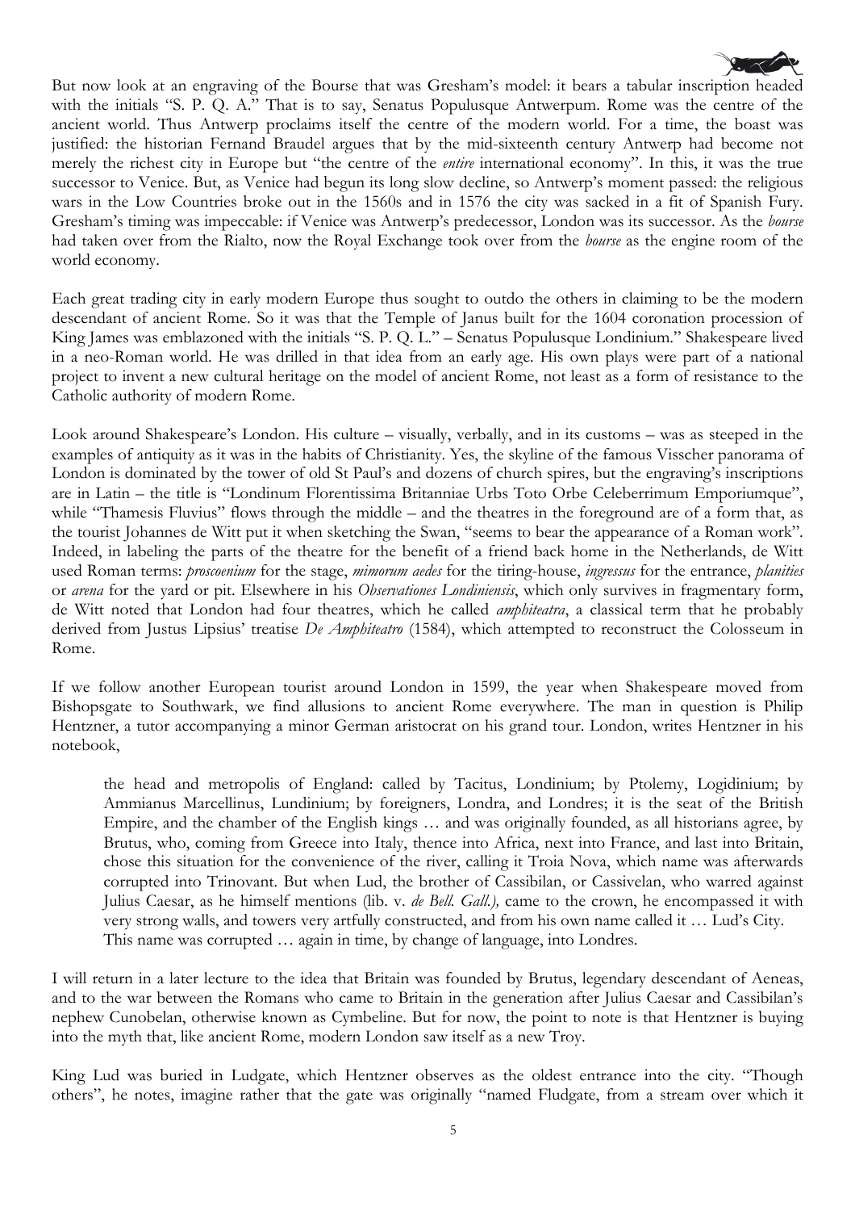But now look at an engraving of the Bourse that was Gresham's model: it bears a tabular inscription headed with the initials "S. P. Q. A." That is to say, Senatus Populusque Antwerpum. Rome was the centre of the ancient world. Thus Antwerp proclaims itself the centre of the modern world. For a time, the boast was justified: the historian Fernand Braudel argues that by the mid-sixteenth century Antwerp had become not merely the richest city in Europe but "the centre of the *entire* international economy". In this, it was the true successor to Venice. But, as Venice had begun its long slow decline, so Antwerp's moment passed: the religious wars in the Low Countries broke out in the 1560s and in 1576 the city was sacked in a fit of Spanish Fury. Gresham's timing was impeccable: if Venice was Antwerp's predecessor, London was its successor. As the *bourse* had taken over from the Rialto, now the Royal Exchange took over from the *bourse* as the engine room of the world economy.

Each great trading city in early modern Europe thus sought to outdo the others in claiming to be the modern descendant of ancient Rome. So it was that the Temple of Janus built for the 1604 coronation procession of King James was emblazoned with the initials "S. P. Q. L." – Senatus Populusque Londinium." Shakespeare lived in a neo-Roman world. He was drilled in that idea from an early age. His own plays were part of a national project to invent a new cultural heritage on the model of ancient Rome, not least as a form of resistance to the Catholic authority of modern Rome.

Look around Shakespeare's London. His culture – visually, verbally, and in its customs – was as steeped in the examples of antiquity as it was in the habits of Christianity. Yes, the skyline of the famous Visscher panorama of London is dominated by the tower of old St Paul's and dozens of church spires, but the engraving's inscriptions are in Latin – the title is "Londinum Florentissima Britanniae Urbs Toto Orbe Celeberrimum Emporiumque", while "Thamesis Fluvius" flows through the middle – and the theatres in the foreground are of a form that, as the tourist Johannes de Witt put it when sketching the Swan, "seems to bear the appearance of a Roman work". Indeed, in labeling the parts of the theatre for the benefit of a friend back home in the Netherlands, de Witt used Roman terms: *proscoenium* for the stage, *mimorum aedes* for the tiring-house, *ingressus* for the entrance, *planities* or *arena* for the yard or pit. Elsewhere in his *Observationes Londiniensis*, which only survives in fragmentary form, de Witt noted that London had four theatres, which he called *amphiteatra*, a classical term that he probably derived from Justus Lipsius' treatise *De Amphiteatro* (1584), which attempted to reconstruct the Colosseum in Rome.

If we follow another European tourist around London in 1599, the year when Shakespeare moved from Bishopsgate to Southwark, we find allusions to ancient Rome everywhere. The man in question is Philip Hentzner, a tutor accompanying a minor German aristocrat on his grand tour. London, writes Hentzner in his notebook,

> the head and metropolis of England: called by Tacitus, Londinium; by Ptolemy, Logidinium; by Ammianus Marcellinus, Lundinium; by foreigners, Londra, and Londres; it is the seat of the British Empire, and the chamber of the English kings … and was originally founded, as all historians agree, by Brutus, who, coming from Greece into Italy, thence into Africa, next into France, and last into Britain, chose this situation for the convenience of the river, calling it Troia Nova, which name was afterwards corrupted into Trinovant. But when Lud, the brother of Cassibilan, or Cassivelan, who warred against Julius Caesar, as he himself mentions (lib. v. *de Bell. Gall.),* came to the crown, he encompassed it with very strong walls, and towers very artfully constructed, and from his own name called it … Lud's City. This name was corrupted … again in time, by change of language, into Londres.

I will return in a later lecture to the idea that Britain was founded by Brutus, legendary descendant of Aeneas, and to the war between the Romans who came to Britain in the generation after Julius Caesar and Cassibilan's nephew Cunobelan, otherwise known as Cymbeline. But for now, the point to note is that Hentzner is buying into the myth that, like ancient Rome, modern London saw itself as a new Troy.

King Lud was buried in Ludgate, which Hentzner observes as the oldest entrance into the city. "Though others", he notes, imagine rather that the gate was originally "named Fludgate, from a stream over which it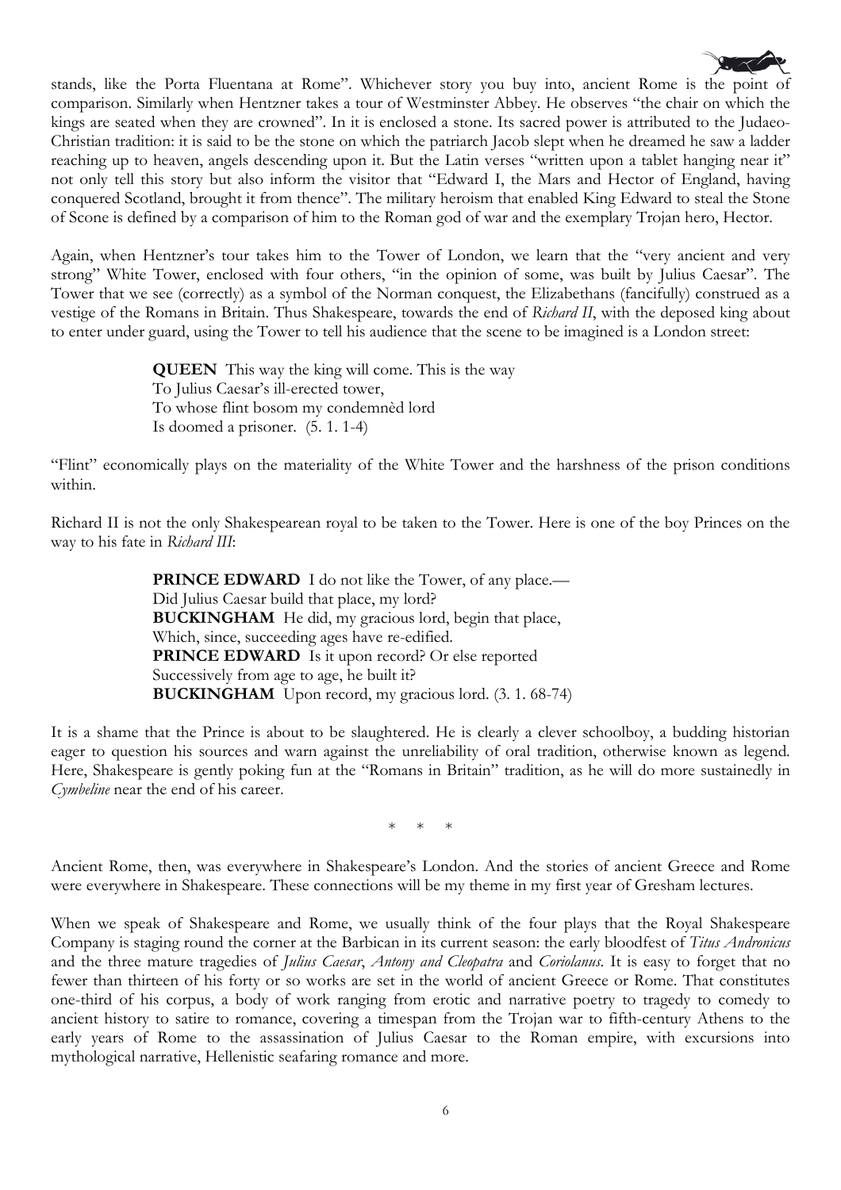stands, like the Porta Fluentana at Rome". Whichever story you buy into, ancient Rome is the point of comparison. Similarly when Hentzner takes a tour of Westminster Abbey. He observes "the chair on which the kings are seated when they are crowned". In it is enclosed a stone. Its sacred power is attributed to the Judaeo-Christian tradition: it is said to be the stone on which the patriarch Jacob slept when he dreamed he saw a ladder reaching up to heaven, angels descending upon it. But the Latin verses "written upon a tablet hanging near it" not only tell this story but also inform the visitor that "Edward I, the Mars and Hector of England, having conquered Scotland, brought it from thence". The military heroism that enabled King Edward to steal the Stone of Scone is defined by a comparison of him to the Roman god of war and the exemplary Trojan hero, Hector.

Again, when Hentzner's tour takes him to the Tower of London, we learn that the "very ancient and very strong" White Tower, enclosed with four others, "in the opinion of some, was built by Julius Caesar". The Tower that we see (correctly) as a symbol of the Norman conquest, the Elizabethans (fancifully) construed as a vestige of the Romans in Britain. Thus Shakespeare, towards the end of *Richard II*, with the deposed king about to enter under guard, using the Tower to tell his audience that the scene to be imagined is a London street:

> **QUEEN** This way the king will come. This is the way
> To Julius Caesar's ill-erected tower,
> To whose flint bosom my condemnèd lord
> Is doomed a prisoner. (5. 1. 1-4)

"Flint" economically plays on the materiality of the White Tower and the harshness of the prison conditions within.

Richard II is not the only Shakespearean royal to be taken to the Tower. Here is one of the boy Princes on the way to his fate in *Richard III*:

> **PRINCE EDWARD** I do not like the Tower, of any place.—
> Did Julius Caesar build that place, my lord?
> **BUCKINGHAM** He did, my gracious lord, begin that place,
> Which, since, succeeding ages have re-edified.
> **PRINCE EDWARD** Is it upon record? Or else reported
> Successively from age to age, he built it?
> **BUCKINGHAM** Upon record, my gracious lord. (3. 1. 68-74)

It is a shame that the Prince is about to be slaughtered. He is clearly a clever schoolboy, a budding historian eager to question his sources and warn against the unreliability of oral tradition, otherwise known as legend. Here, Shakespeare is gently poking fun at the "Romans in Britain" tradition, as he will do more sustainedly in *Cymbeline* near the end of his career.

\* \* \*

Ancient Rome, then, was everywhere in Shakespeare's London. And the stories of ancient Greece and Rome were everywhere in Shakespeare. These connections will be my theme in my first year of Gresham lectures.

When we speak of Shakespeare and Rome, we usually think of the four plays that the Royal Shakespeare Company is staging round the corner at the Barbican in its current season: the early bloodfest of *Titus Andronicus* and the three mature tragedies of *Julius Caesar*, *Antony and Cleopatra* and *Coriolanus*. It is easy to forget that no fewer than thirteen of his forty or so works are set in the world of ancient Greece or Rome. That constitutes one-third of his corpus, a body of work ranging from erotic and narrative poetry to tragedy to comedy to ancient history to satire to romance, covering a timespan from the Trojan war to fifth-century Athens to the early years of Rome to the assassination of Julius Caesar to the Roman empire, with excursions into mythological narrative, Hellenistic seafaring romance and more.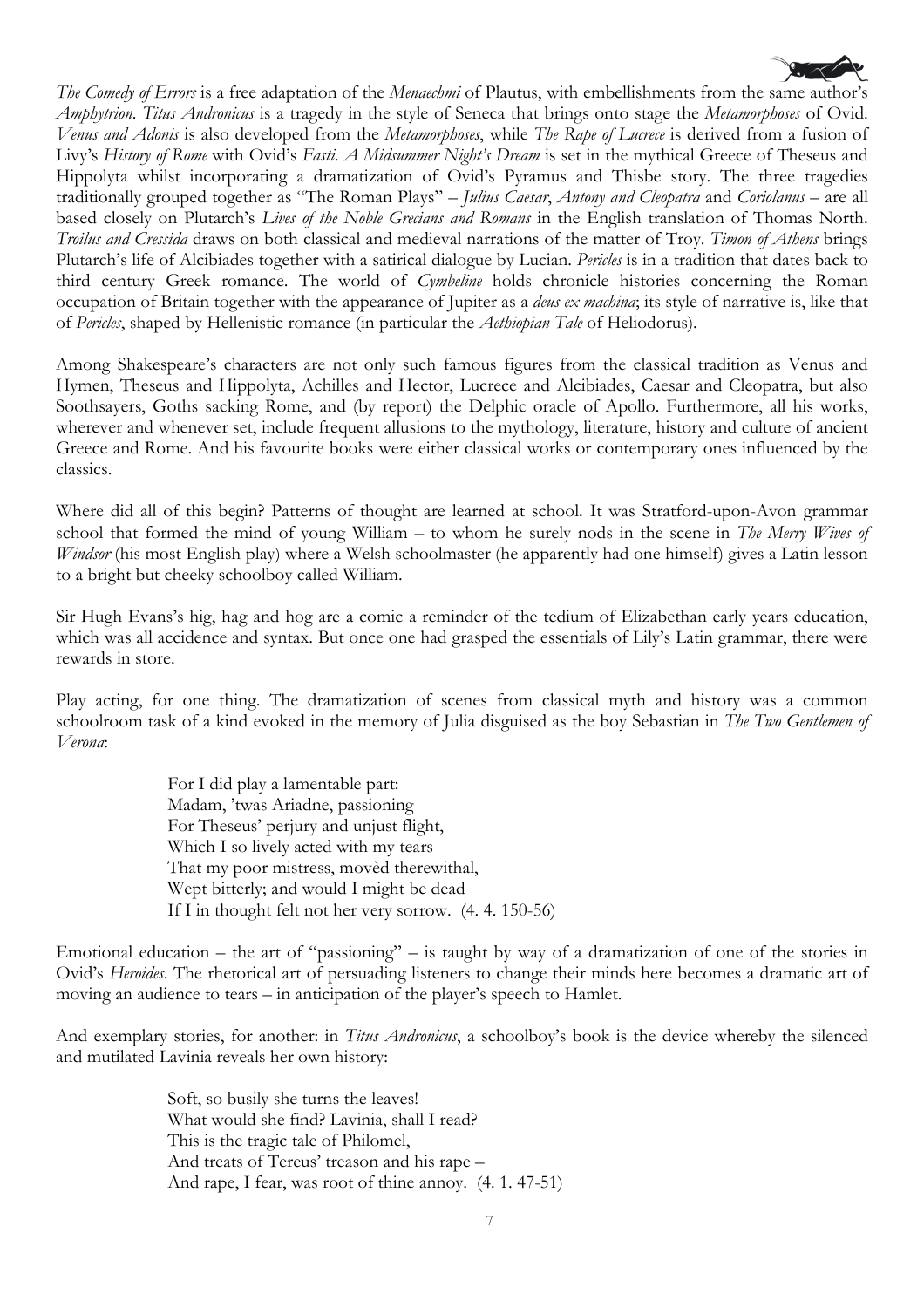*The Comedy of Errors* is a free adaptation of the *Menaechmi* of Plautus, with embellishments from the same author's *Amphytrion*. *Titus Andronicus* is a tragedy in the style of Seneca that brings onto stage the *Metamorphoses* of Ovid. *Venus and Adonis* is also developed from the *Metamorphoses*, while *The Rape of Lucrece* is derived from a fusion of Livy's *History of Rome* with Ovid's *Fasti*. *A Midsummer Night's Dream* is set in the mythical Greece of Theseus and Hippolyta whilst incorporating a dramatization of Ovid's Pyramus and Thisbe story. The three tragedies traditionally grouped together as "The Roman Plays" – *Julius Caesar*, *Antony and Cleopatra* and *Coriolanus* – are all based closely on Plutarch's *Lives of the Noble Grecians and Romans* in the English translation of Thomas North. *Troilus and Cressida* draws on both classical and medieval narrations of the matter of Troy. *Timon of Athens* brings Plutarch's life of Alcibiades together with a satirical dialogue by Lucian. *Pericles* is in a tradition that dates back to third century Greek romance. The world of *Cymbeline* holds chronicle histories concerning the Roman occupation of Britain together with the appearance of Jupiter as a *deus ex machina*; its style of narrative is, like that of *Pericles*, shaped by Hellenistic romance (in particular the *Aethiopian Tale* of Heliodorus).

Among Shakespeare's characters are not only such famous figures from the classical tradition as Venus and Hymen, Theseus and Hippolyta, Achilles and Hector, Lucrece and Alcibiades, Caesar and Cleopatra, but also Soothsayers, Goths sacking Rome, and (by report) the Delphic oracle of Apollo. Furthermore, all his works, wherever and whenever set, include frequent allusions to the mythology, literature, history and culture of ancient Greece and Rome. And his favourite books were either classical works or contemporary ones influenced by the classics.

Where did all of this begin? Patterns of thought are learned at school. It was Stratford-upon-Avon grammar school that formed the mind of young William – to whom he surely nods in the scene in *The Merry Wives of Windsor* (his most English play) where a Welsh schoolmaster (he apparently had one himself) gives a Latin lesson to a bright but cheeky schoolboy called William.

Sir Hugh Evans's hig, hag and hog are a comic a reminder of the tedium of Elizabethan early years education, which was all accidence and syntax. But once one had grasped the essentials of Lily's Latin grammar, there were rewards in store.

Play acting, for one thing. The dramatization of scenes from classical myth and history was a common schoolroom task of a kind evoked in the memory of Julia disguised as the boy Sebastian in *The Two Gentlemen of Verona*:

> For I did play a lamentable part:
> Madam, 'twas Ariadne, passioning
> For Theseus' perjury and unjust flight,
> Which I so lively acted with my tears
> That my poor mistress, movèd therewithal,
> Wept bitterly; and would I might be dead
> If I in thought felt not her very sorrow. (4. 4. 150-56)

Emotional education – the art of "passioning" – is taught by way of a dramatization of one of the stories in Ovid's *Heroides*. The rhetorical art of persuading listeners to change their minds here becomes a dramatic art of moving an audience to tears – in anticipation of the player's speech to Hamlet.

And exemplary stories, for another: in *Titus Andronicus*, a schoolboy's book is the device whereby the silenced and mutilated Lavinia reveals her own history:

> Soft, so busily she turns the leaves!
> What would she find? Lavinia, shall I read?
> This is the tragic tale of Philomel,
> And treats of Tereus' treason and his rape –
> And rape, I fear, was root of thine annoy. (4. 1. 47-51)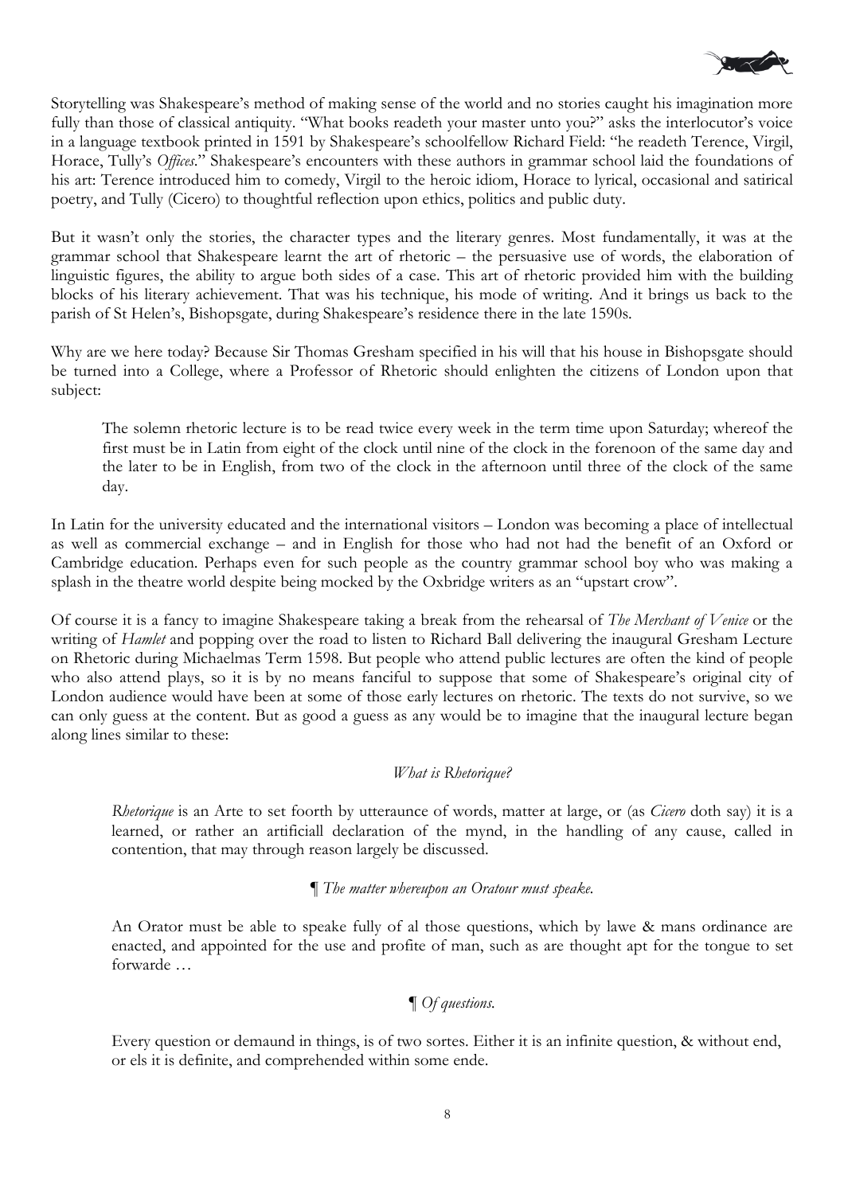Storytelling was Shakespeare's method of making sense of the world and no stories caught his imagination more fully than those of classical antiquity. "What books readeth your master unto you?" asks the interlocutor's voice in a language textbook printed in 1591 by Shakespeare's schoolfellow Richard Field: "he readeth Terence, Virgil, Horace, Tully's *Offices*." Shakespeare's encounters with these authors in grammar school laid the foundations of his art: Terence introduced him to comedy, Virgil to the heroic idiom, Horace to lyrical, occasional and satirical poetry, and Tully (Cicero) to thoughtful reflection upon ethics, politics and public duty.

But it wasn't only the stories, the character types and the literary genres. Most fundamentally, it was at the grammar school that Shakespeare learnt the art of rhetoric – the persuasive use of words, the elaboration of linguistic figures, the ability to argue both sides of a case. This art of rhetoric provided him with the building blocks of his literary achievement. That was his technique, his mode of writing. And it brings us back to the parish of St Helen's, Bishopsgate, during Shakespeare's residence there in the late 1590s.

Why are we here today? Because Sir Thomas Gresham specified in his will that his house in Bishopsgate should be turned into a College, where a Professor of Rhetoric should enlighten the citizens of London upon that subject:

> The solemn rhetoric lecture is to be read twice every week in the term time upon Saturday; whereof the first must be in Latin from eight of the clock until nine of the clock in the forenoon of the same day and the later to be in English, from two of the clock in the afternoon until three of the clock of the same day.

In Latin for the university educated and the international visitors – London was becoming a place of intellectual as well as commercial exchange – and in English for those who had not had the benefit of an Oxford or Cambridge education. Perhaps even for such people as the country grammar school boy who was making a splash in the theatre world despite being mocked by the Oxbridge writers as an "upstart crow".

Of course it is a fancy to imagine Shakespeare taking a break from the rehearsal of *The Merchant of Venice* or the writing of *Hamlet* and popping over the road to listen to Richard Ball delivering the inaugural Gresham Lecture on Rhetoric during Michaelmas Term 1598. But people who attend public lectures are often the kind of people who also attend plays, so it is by no means fanciful to suppose that some of Shakespeare's original city of London audience would have been at some of those early lectures on rhetoric. The texts do not survive, so we can only guess at the content. But as good a guess as any would be to imagine that the inaugural lecture began along lines similar to these:

> *What is Rhetorique?*
>
> *Rhetorique* is an Arte to set foorth by utteraunce of words, matter at large, or (as *Cicero* doth say) it is a learned, or rather an artificiall declaration of the mynd, in the handling of any cause, called in contention, that may through reason largely be discussed.
>
> ¶ *The matter whereupon an Oratour must speake.*
>
> An Orator must be able to speake fully of al those questions, which by lawe & mans ordinance are enacted, and appointed for the use and profite of man, such as are thought apt for the tongue to set forwarde …
>
> ¶ *Of questions.*
>
> Every question or demaund in things, is of two sortes. Either it is an infinite question, & without end, or els it is definite, and comprehended within some ende.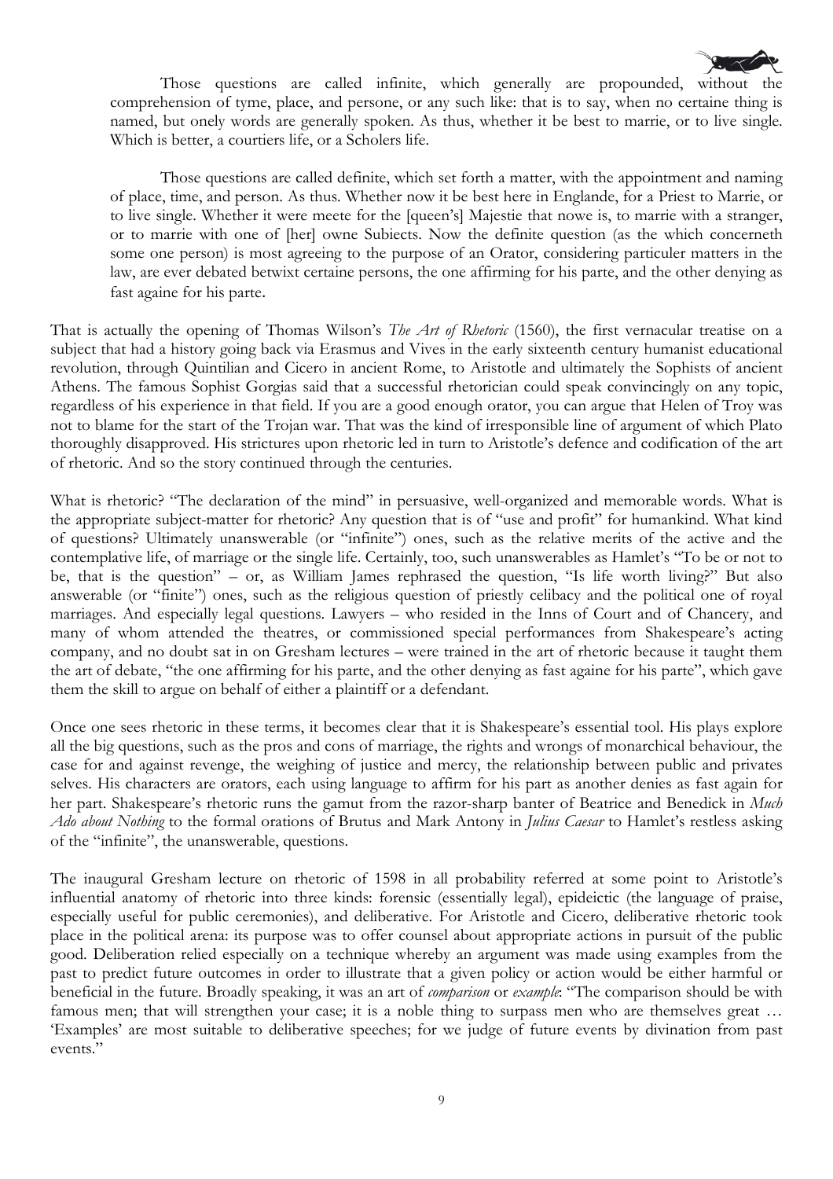Those questions are called infinite, which generally are propounded, without the comprehension of tyme, place, and persone, or any such like: that is to say, when no certaine thing is named, but onely words are generally spoken. As thus, whether it be best to marrie, or to live single. Which is better, a courtiers life, or a Scholers life.

Those questions are called definite, which set forth a matter, with the appointment and naming of place, time, and person. As thus. Whether now it be best here in Englande, for a Priest to Marrie, or to live single. Whether it were meete for the [queen's] Majestie that nowe is, to marrie with a stranger, or to marrie with one of [her] owne Subiects. Now the definite question (as the which concerneth some one person) is most agreeing to the purpose of an Orator, considering particuler matters in the law, are ever debated betwixt certaine persons, the one affirming for his parte, and the other denying as fast againe for his parte.

That is actually the opening of Thomas Wilson's *The Art of Rhetoric* (1560), the first vernacular treatise on a subject that had a history going back via Erasmus and Vives in the early sixteenth century humanist educational revolution, through Quintilian and Cicero in ancient Rome, to Aristotle and ultimately the Sophists of ancient Athens. The famous Sophist Gorgias said that a successful rhetorician could speak convincingly on any topic, regardless of his experience in that field. If you are a good enough orator, you can argue that Helen of Troy was not to blame for the start of the Trojan war. That was the kind of irresponsible line of argument of which Plato thoroughly disapproved. His strictures upon rhetoric led in turn to Aristotle's defence and codification of the art of rhetoric. And so the story continued through the centuries.

What is rhetoric? "The declaration of the mind" in persuasive, well-organized and memorable words. What is the appropriate subject-matter for rhetoric? Any question that is of "use and profit" for humankind. What kind of questions? Ultimately unanswerable (or "infinite") ones, such as the relative merits of the active and the contemplative life, of marriage or the single life. Certainly, too, such unanswerables as Hamlet's "To be or not to be, that is the question" – or, as William James rephrased the question, "Is life worth living?" But also answerable (or "finite") ones, such as the religious question of priestly celibacy and the political one of royal marriages. And especially legal questions. Lawyers – who resided in the Inns of Court and of Chancery, and many of whom attended the theatres, or commissioned special performances from Shakespeare's acting company, and no doubt sat in on Gresham lectures – were trained in the art of rhetoric because it taught them the art of debate, "the one affirming for his parte, and the other denying as fast againe for his parte", which gave them the skill to argue on behalf of either a plaintiff or a defendant.

Once one sees rhetoric in these terms, it becomes clear that it is Shakespeare's essential tool. His plays explore all the big questions, such as the pros and cons of marriage, the rights and wrongs of monarchical behaviour, the case for and against revenge, the weighing of justice and mercy, the relationship between public and privates selves. His characters are orators, each using language to affirm for his part as another denies as fast again for her part. Shakespeare's rhetoric runs the gamut from the razor-sharp banter of Beatrice and Benedick in *Much Ado about Nothing* to the formal orations of Brutus and Mark Antony in *Julius Caesar* to Hamlet's restless asking of the "infinite", the unanswerable, questions.

The inaugural Gresham lecture on rhetoric of 1598 in all probability referred at some point to Aristotle's influential anatomy of rhetoric into three kinds: forensic (essentially legal), epideictic (the language of praise, especially useful for public ceremonies), and deliberative. For Aristotle and Cicero, deliberative rhetoric took place in the political arena: its purpose was to offer counsel about appropriate actions in pursuit of the public good. Deliberation relied especially on a technique whereby an argument was made using examples from the past to predict future outcomes in order to illustrate that a given policy or action would be either harmful or beneficial in the future. Broadly speaking, it was an art of *comparison* or *example*: "The comparison should be with famous men; that will strengthen your case; it is a noble thing to surpass men who are themselves great … 'Examples' are most suitable to deliberative speeches; for we judge of future events by divination from past events."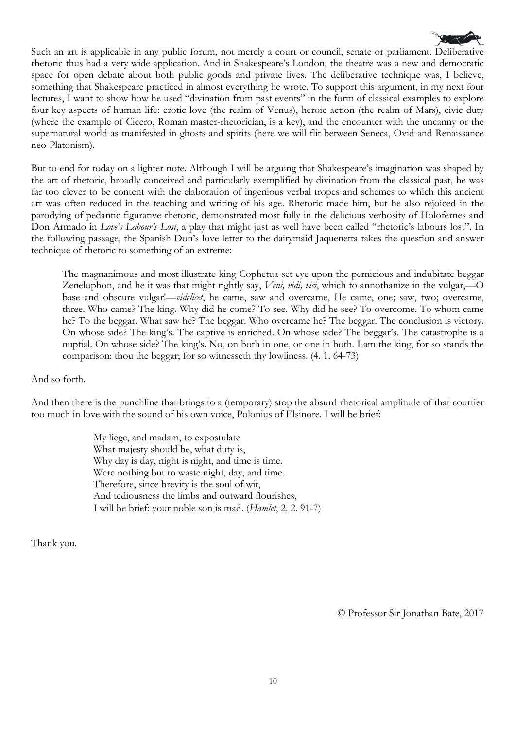Such an art is applicable in any public forum, not merely a court or council, senate or parliament. Deliberative rhetoric thus had a very wide application. And in Shakespeare's London, the theatre was a new and democratic space for open debate about both public goods and private lives. The deliberative technique was, I believe, something that Shakespeare practiced in almost everything he wrote. To support this argument, in my next four lectures, I want to show how he used "divination from past events" in the form of classical examples to explore four key aspects of human life: erotic love (the realm of Venus), heroic action (the realm of Mars), civic duty (where the example of Cicero, Roman master-rhetorician, is a key), and the encounter with the uncanny or the supernatural world as manifested in ghosts and spirits (here we will flit between Seneca, Ovid and Renaissance neo-Platonism).

But to end for today on a lighter note. Although I will be arguing that Shakespeare's imagination was shaped by the art of rhetoric, broadly conceived and particularly exemplified by divination from the classical past, he was far too clever to be content with the elaboration of ingenious verbal tropes and schemes to which this ancient art was often reduced in the teaching and writing of his age. Rhetoric made him, but he also rejoiced in the parodying of pedantic figurative rhetoric, demonstrated most fully in the delicious verbosity of Holofernes and Don Armado in *Love's Labour's Lost*, a play that might just as well have been called "rhetoric's labours lost". In the following passage, the Spanish Don's love letter to the dairymaid Jaquenetta takes the question and answer technique of rhetoric to something of an extreme:

> The magnanimous and most illustrate king Cophetua set eye upon the pernicious and indubitate beggar Zenelophon, and he it was that might rightly say, *Veni, vidi, vici*, which to annothanize in the vulgar,—O base and obscure vulgar!—*videlicet*, he came, saw and overcame, He came, one; saw, two; overcame, three. Who came? The king. Why did he come? To see. Why did he see? To overcome. To whom came he? To the beggar. What saw he? The beggar. Who overcame he? The beggar. The conclusion is victory. On whose side? The king's. The captive is enriched. On whose side? The beggar's. The catastrophe is a nuptial. On whose side? The king's. No, on both in one, or one in both. I am the king, for so stands the comparison: thou the beggar; for so witnesseth thy lowliness. (4. 1. 64-73)

And so forth.

And then there is the punchline that brings to a (temporary) stop the absurd rhetorical amplitude of that courtier too much in love with the sound of his own voice, Polonius of Elsinore. I will be brief:

> My liege, and madam, to expostulate
> What majesty should be, what duty is,
> Why day is day, night is night, and time is time.
> Were nothing but to waste night, day, and time.
> Therefore, since brevity is the soul of wit,
> And tediousness the limbs and outward flourishes,
> I will be brief: your noble son is mad. (*Hamlet*, 2. 2. 91-7)

Thank you.

© Professor Sir Jonathan Bate, 2017